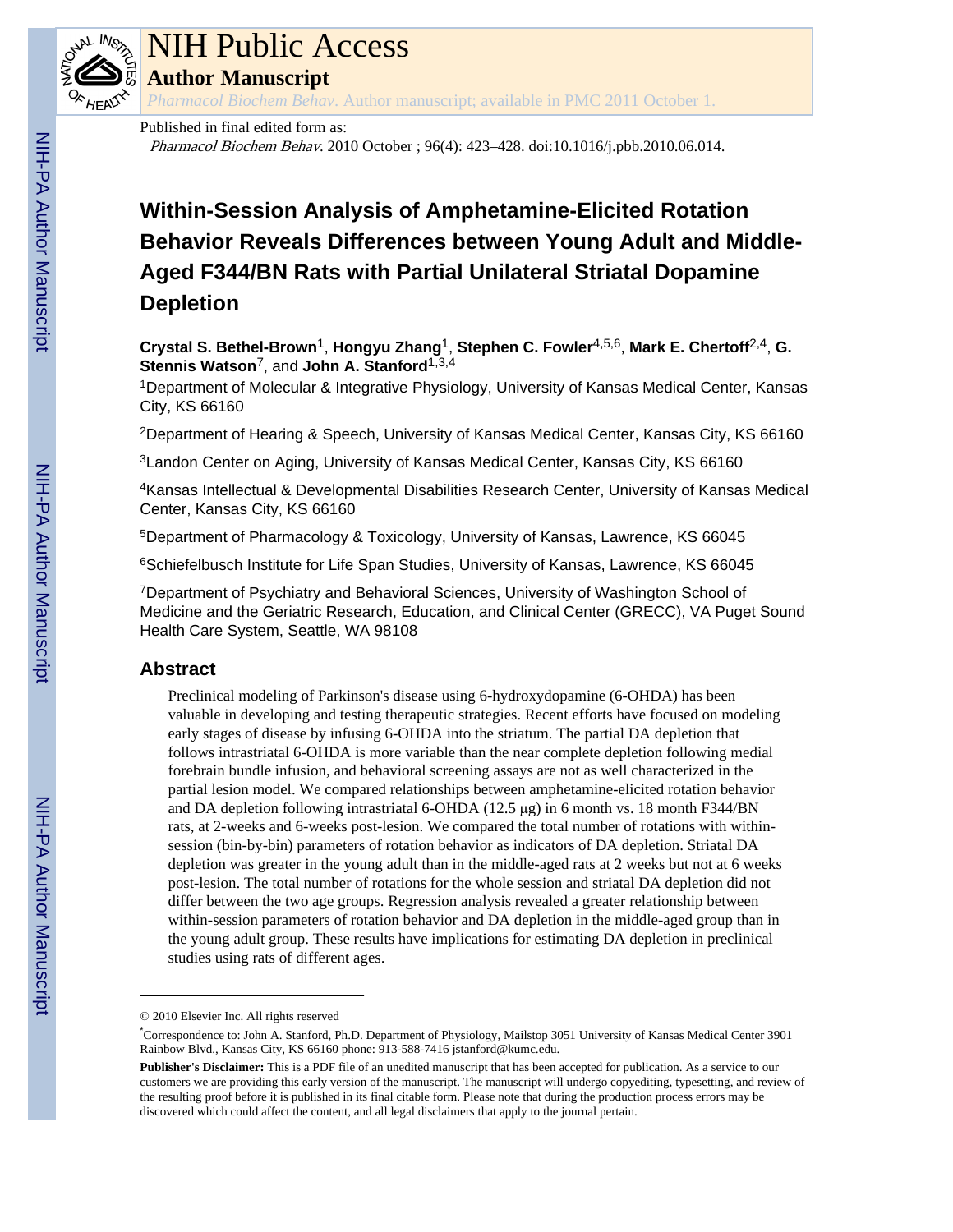# NIH Public Access

## Author Manuscript

*Pharmacol Biochem Behav*. Author manuscript; available in PMC 2011 October 1.

Published in final edited form as:

*Pharmacol Biochem Behav*. 2010 October ; 96(4): 423–428. doi:10.1016/j.pbb.2010.06.014.

# Within-Session Analysis of Amphetamine-Elicited Rotation Behavior Reveals Differences between Young Adult and Middle-Aged F344/BN Rats with Partial Unilateral Striatal Dopamine Depletion

**Crystal S. Bethel-Brown**[1], **Hongyu Zhang**[1], **Stephen C. Fowler**[4,5,6], **Mark E. Chertoff**[2,4], **G. Stennis Watson**[7], and **John A. Stanford**[1,3,4]

[1]Department of Molecular & Integrative Physiology, University of Kansas Medical Center, Kansas City, KS 66160

[2]Department of Hearing & Speech, University of Kansas Medical Center, Kansas City, KS 66160

[3]Landon Center on Aging, University of Kansas Medical Center, Kansas City, KS 66160

[4]Kansas Intellectual & Developmental Disabilities Research Center, University of Kansas Medical Center, Kansas City, KS 66160

[5]Department of Pharmacology & Toxicology, University of Kansas, Lawrence, KS 66045

[6]Schiefelbusch Institute for Life Span Studies, University of Kansas, Lawrence, KS 66045

[7]Department of Psychiatry and Behavioral Sciences, University of Washington School of Medicine and the Geriatric Research, Education, and Clinical Center (GRECC), VA Puget Sound Health Care System, Seattle, WA 98108

## Abstract

Preclinical modeling of Parkinson's disease using 6-hydroxydopamine (6-OHDA) has been valuable in developing and testing therapeutic strategies. Recent efforts have focused on modeling early stages of disease by infusing 6-OHDA into the striatum. The partial DA depletion that follows intrastriatal 6-OHDA is more variable than the near complete depletion following medial forebrain bundle infusion, and behavioral screening assays are not as well characterized in the partial lesion model. We compared relationships between amphetamine-elicited rotation behavior and DA depletion following intrastriatal 6-OHDA (12.5 μg) in 6 month vs. 18 month F344/BN rats, at 2-weeks and 6-weeks post-lesion. We compared the total number of rotations with within-session (bin-by-bin) parameters of rotation behavior as indicators of DA depletion. Striatal DA depletion was greater in the young adult than in the middle-aged rats at 2 weeks but not at 6 weeks post-lesion. The total number of rotations for the whole session and striatal DA depletion did not differ between the two age groups. Regression analysis revealed a greater relationship between within-session parameters of rotation behavior and DA depletion in the middle-aged group than in the young adult group. These results have implications for estimating DA depletion in preclinical studies using rats of different ages.

© 2010 Elsevier Inc. All rights reserved

*Correspondence to: John A. Stanford, Ph.D. Department of Physiology, Mailstop 3051 University of Kansas Medical Center 3901 Rainbow Blvd., Kansas City, KS 66160 phone: 913-588-7416 jstanford@kumc.edu.

**Publisher's Disclaimer:** This is a PDF file of an unedited manuscript that has been accepted for publication. As a service to our customers we are providing this early version of the manuscript. The manuscript will undergo copyediting, typesetting, and review of the resulting proof before it is published in its final citable form. Please note that during the production process errors may be discovered which could affect the content, and all legal disclaimers that apply to the journal pertain.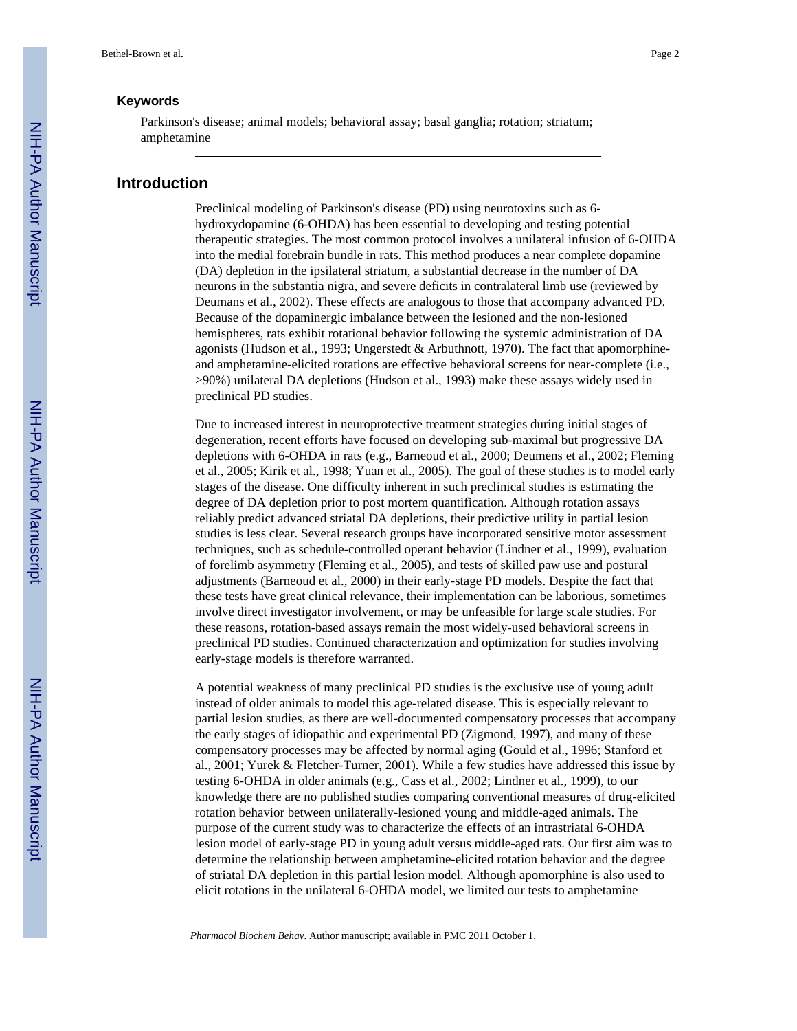### Keywords

Parkinson's disease; animal models; behavioral assay; basal ganglia; rotation; striatum; amphetamine

## Introduction

Preclinical modeling of Parkinson's disease (PD) using neurotoxins such as 6-hydroxydopamine (6-OHDA) has been essential to developing and testing potential therapeutic strategies. The most common protocol involves a unilateral infusion of 6-OHDA into the medial forebrain bundle in rats. This method produces a near complete dopamine (DA) depletion in the ipsilateral striatum, a substantial decrease in the number of DA neurons in the substantia nigra, and severe deficits in contralateral limb use (reviewed by Deumans et al., 2002). These effects are analogous to those that accompany advanced PD. Because of the dopaminergic imbalance between the lesioned and the non-lesioned hemispheres, rats exhibit rotational behavior following the systemic administration of DA agonists (Hudson et al., 1993; Ungerstedt & Arbuthnott, 1970). The fact that apomorphine- and amphetamine-elicited rotations are effective behavioral screens for near-complete (i.e., >90%) unilateral DA depletions (Hudson et al., 1993) make these assays widely used in preclinical PD studies.

Due to increased interest in neuroprotective treatment strategies during initial stages of degeneration, recent efforts have focused on developing sub-maximal but progressive DA depletions with 6-OHDA in rats (e.g., Barneoud et al., 2000; Deumens et al., 2002; Fleming et al., 2005; Kirik et al., 1998; Yuan et al., 2005). The goal of these studies is to model early stages of the disease. One difficulty inherent in such preclinical studies is estimating the degree of DA depletion prior to post mortem quantification. Although rotation assays reliably predict advanced striatal DA depletions, their predictive utility in partial lesion studies is less clear. Several research groups have incorporated sensitive motor assessment techniques, such as schedule-controlled operant behavior (Lindner et al., 1999), evaluation of forelimb asymmetry (Fleming et al., 2005), and tests of skilled paw use and postural adjustments (Barneoud et al., 2000) in their early-stage PD models. Despite the fact that these tests have great clinical relevance, their implementation can be laborious, sometimes involve direct investigator involvement, or may be unfeasible for large scale studies. For these reasons, rotation-based assays remain the most widely-used behavioral screens in preclinical PD studies. Continued characterization and optimization for studies involving early-stage models is therefore warranted.

A potential weakness of many preclinical PD studies is the exclusive use of young adult instead of older animals to model this age-related disease. This is especially relevant to partial lesion studies, as there are well-documented compensatory processes that accompany the early stages of idiopathic and experimental PD (Zigmond, 1997), and many of these compensatory processes may be affected by normal aging (Gould et al., 1996; Stanford et al., 2001; Yurek & Fletcher-Turner, 2001). While a few studies have addressed this issue by testing 6-OHDA in older animals (e.g., Cass et al., 2002; Lindner et al., 1999), to our knowledge there are no published studies comparing conventional measures of drug-elicited rotation behavior between unilaterally-lesioned young and middle-aged animals. The purpose of the current study was to characterize the effects of an intrastriatal 6-OHDA lesion model of early-stage PD in young adult versus middle-aged rats. Our first aim was to determine the relationship between amphetamine-elicited rotation behavior and the degree of striatal DA depletion in this partial lesion model. Although apomorphine is also used to elicit rotations in the unilateral 6-OHDA model, we limited our tests to amphetamine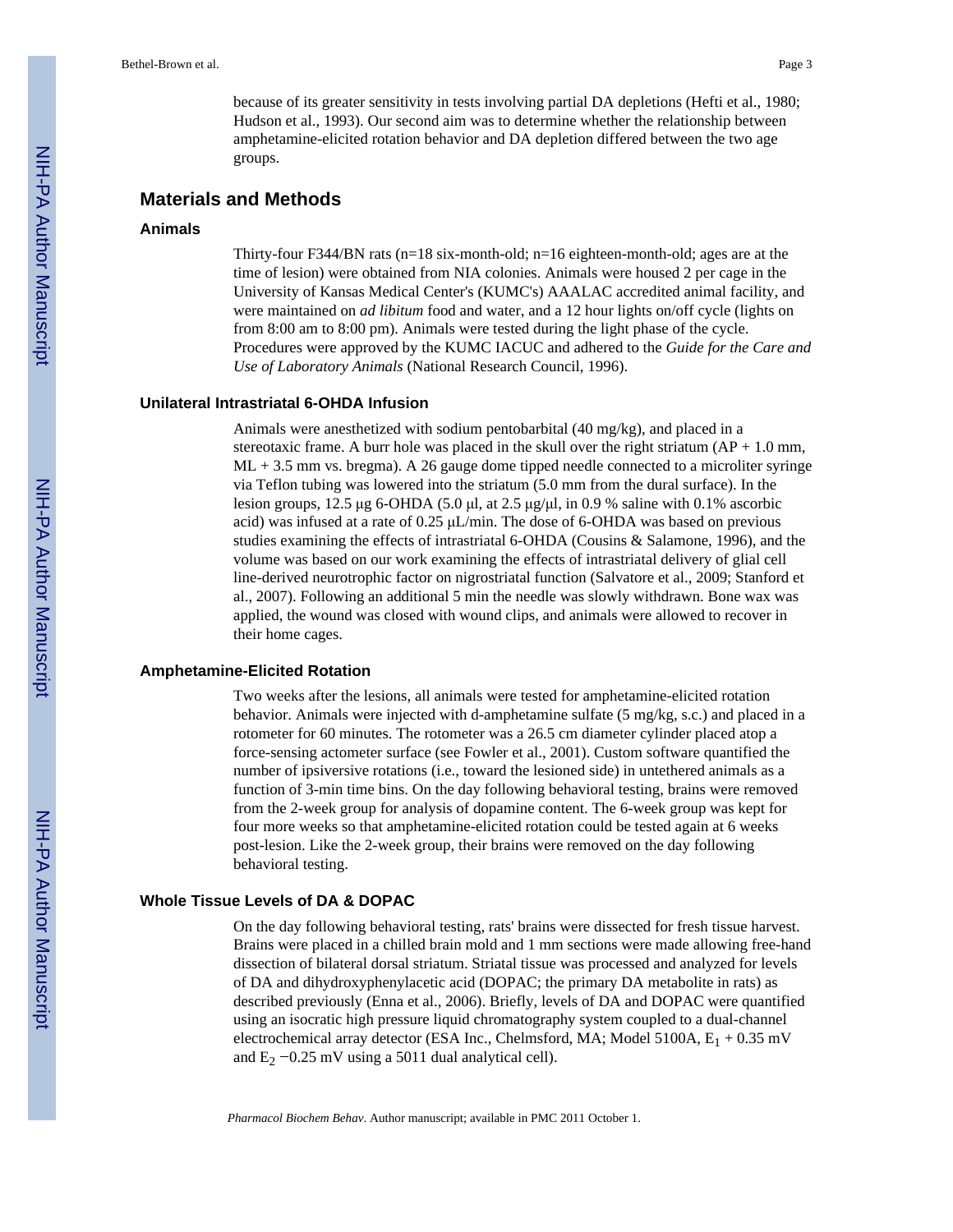because of its greater sensitivity in tests involving partial DA depletions (Hefti et al., 1980; Hudson et al., 1993). Our second aim was to determine whether the relationship between amphetamine-elicited rotation behavior and DA depletion differed between the two age groups.

## Materials and Methods

### Animals

Thirty-four F344/BN rats (n=18 six-month-old; n=16 eighteen-month-old; ages are at the time of lesion) were obtained from NIA colonies. Animals were housed 2 per cage in the University of Kansas Medical Center's (KUMC's) AAALAC accredited animal facility, and were maintained on *ad libitum* food and water, and a 12 hour lights on/off cycle (lights on from 8:00 am to 8:00 pm). Animals were tested during the light phase of the cycle. Procedures were approved by the KUMC IACUC and adhered to the *Guide for the Care and Use of Laboratory Animals* (National Research Council, 1996).

### Unilateral Intrastriatal 6-OHDA Infusion

Animals were anesthetized with sodium pentobarbital (40 mg/kg), and placed in a stereotaxic frame. A burr hole was placed in the skull over the right striatum (AP + 1.0 mm, ML + 3.5 mm vs. bregma). A 26 gauge dome tipped needle connected to a microliter syringe via Teflon tubing was lowered into the striatum (5.0 mm from the dural surface). In the lesion groups, 12.5 μg 6-OHDA (5.0 μl, at 2.5 μg/μl, in 0.9 % saline with 0.1% ascorbic acid) was infused at a rate of 0.25 μL/min. The dose of 6-OHDA was based on previous studies examining the effects of intrastriatal 6-OHDA (Cousins & Salamone, 1996), and the volume was based on our work examining the effects of intrastriatal delivery of glial cell line-derived neurotrophic factor on nigrostriatal function (Salvatore et al., 2009; Stanford et al., 2007). Following an additional 5 min the needle was slowly withdrawn. Bone wax was applied, the wound was closed with wound clips, and animals were allowed to recover in their home cages.

### Amphetamine-Elicited Rotation

Two weeks after the lesions, all animals were tested for amphetamine-elicited rotation behavior. Animals were injected with d-amphetamine sulfate (5 mg/kg, s.c.) and placed in a rotometer for 60 minutes. The rotometer was a 26.5 cm diameter cylinder placed atop a force-sensing actometer surface (see Fowler et al., 2001). Custom software quantified the number of ipsiversive rotations (i.e., toward the lesioned side) in untethered animals as a function of 3-min time bins. On the day following behavioral testing, brains were removed from the 2-week group for analysis of dopamine content. The 6-week group was kept for four more weeks so that amphetamine-elicited rotation could be tested again at 6 weeks post-lesion. Like the 2-week group, their brains were removed on the day following behavioral testing.

### Whole Tissue Levels of DA & DOPAC

On the day following behavioral testing, rats' brains were dissected for fresh tissue harvest. Brains were placed in a chilled brain mold and 1 mm sections were made allowing free-hand dissection of bilateral dorsal striatum. Striatal tissue was processed and analyzed for levels of DA and dihydroxyphenylacetic acid (DOPAC; the primary DA metabolite in rats) as described previously (Enna et al., 2006). Briefly, levels of DA and DOPAC were quantified using an isocratic high pressure liquid chromatography system coupled to a dual-channel electrochemical array detector (ESA Inc., Chelmsford, MA; Model 5100A, $E_1$ + 0.35 mV and $E_2$ −0.25 mV using a 5011 dual analytical cell).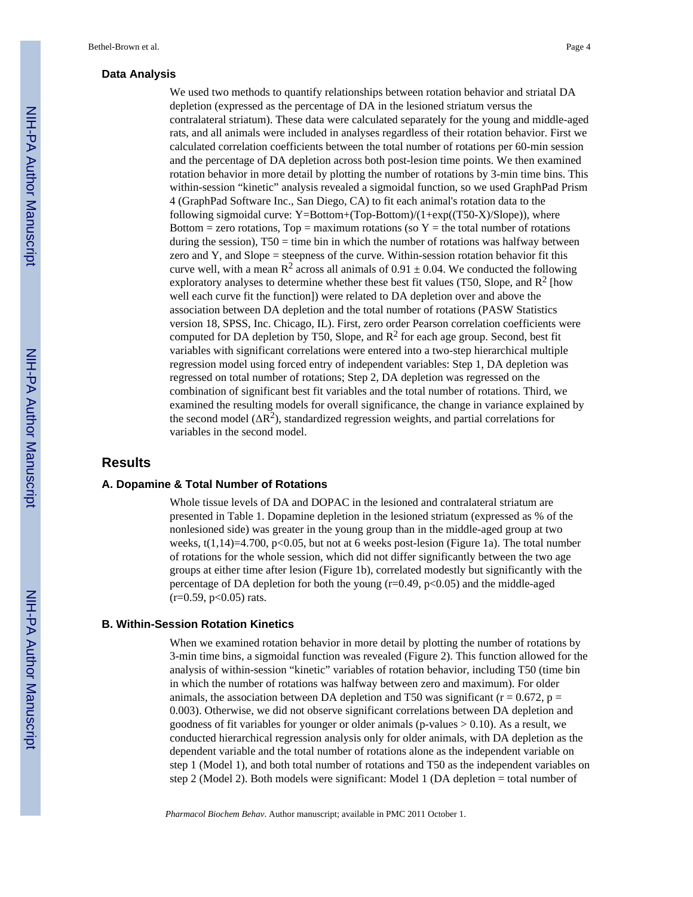### Data Analysis

We used two methods to quantify relationships between rotation behavior and striatal DA depletion (expressed as the percentage of DA in the lesioned striatum versus the contralateral striatum). These data were calculated separately for the young and middle-aged rats, and all animals were included in analyses regardless of their rotation behavior. First we calculated correlation coefficients between the total number of rotations per 60-min session and the percentage of DA depletion across both post-lesion time points. We then examined rotation behavior in more detail by plotting the number of rotations by 3-min time bins. This within-session "kinetic" analysis revealed a sigmoidal function, so we used GraphPad Prism 4 (GraphPad Software Inc., San Diego, CA) to fit each animal's rotation data to the following sigmoidal curve: Y=Bottom+(Top-Bottom)/(1+exp((T50-X)/Slope)), where Bottom = zero rotations, Top = maximum rotations (so Y = the total number of rotations during the session), T50 = time bin in which the number of rotations was halfway between zero and Y, and Slope = steepness of the curve. Within-session rotation behavior fit this curve well, with a mean $R^2$ across all animals of $0.91 \pm 0.04$. We conducted the following exploratory analyses to determine whether these best fit values (T50, Slope, and $R^2$ [how well each curve fit the function]) were related to DA depletion over and above the association between DA depletion and the total number of rotations (PASW Statistics version 18, SPSS, Inc. Chicago, IL). First, zero order Pearson correlation coefficients were computed for DA depletion by T50, Slope, and $R^2$ for each age group. Second, best fit variables with significant correlations were entered into a two-step hierarchical multiple regression model using forced entry of independent variables: Step 1, DA depletion was regressed on total number of rotations; Step 2, DA depletion was regressed on the combination of significant best fit variables and the total number of rotations. Third, we examined the resulting models for overall significance, the change in variance explained by the second model ($\Delta R^2$), standardized regression weights, and partial correlations for variables in the second model.

## Results

### A. Dopamine & Total Number of Rotations

Whole tissue levels of DA and DOPAC in the lesioned and contralateral striatum are presented in Table 1. Dopamine depletion in the lesioned striatum (expressed as % of the nonlesioned side) was greater in the young group than in the middle-aged group at two weeks, $t(1,14)=4.700$, $p<0.05$, but not at 6 weeks post-lesion (Figure 1a). The total number of rotations for the whole session, which did not differ significantly between the two age groups at either time after lesion (Figure 1b), correlated modestly but significantly with the percentage of DA depletion for both the young ($r=0.49$, $p<0.05$) and the middle-aged ($r=0.59$, $p<0.05$) rats.

### B. Within-Session Rotation Kinetics

When we examined rotation behavior in more detail by plotting the number of rotations by 3-min time bins, a sigmoidal function was revealed (Figure 2). This function allowed for the analysis of within-session "kinetic" variables of rotation behavior, including T50 (time bin in which the number of rotations was halfway between zero and maximum). For older animals, the association between DA depletion and T50 was significant ($r = 0.672$, $p = 0.003$). Otherwise, we did not observe significant correlations between DA depletion and goodness of fit variables for younger or older animals (p-values $> 0.10$). As a result, we conducted hierarchical regression analysis only for older animals, with DA depletion as the dependent variable and the total number of rotations alone as the independent variable on step 1 (Model 1), and both total number of rotations and T50 as the independent variables on step 2 (Model 2). Both models were significant: Model 1 (DA depletion = total number of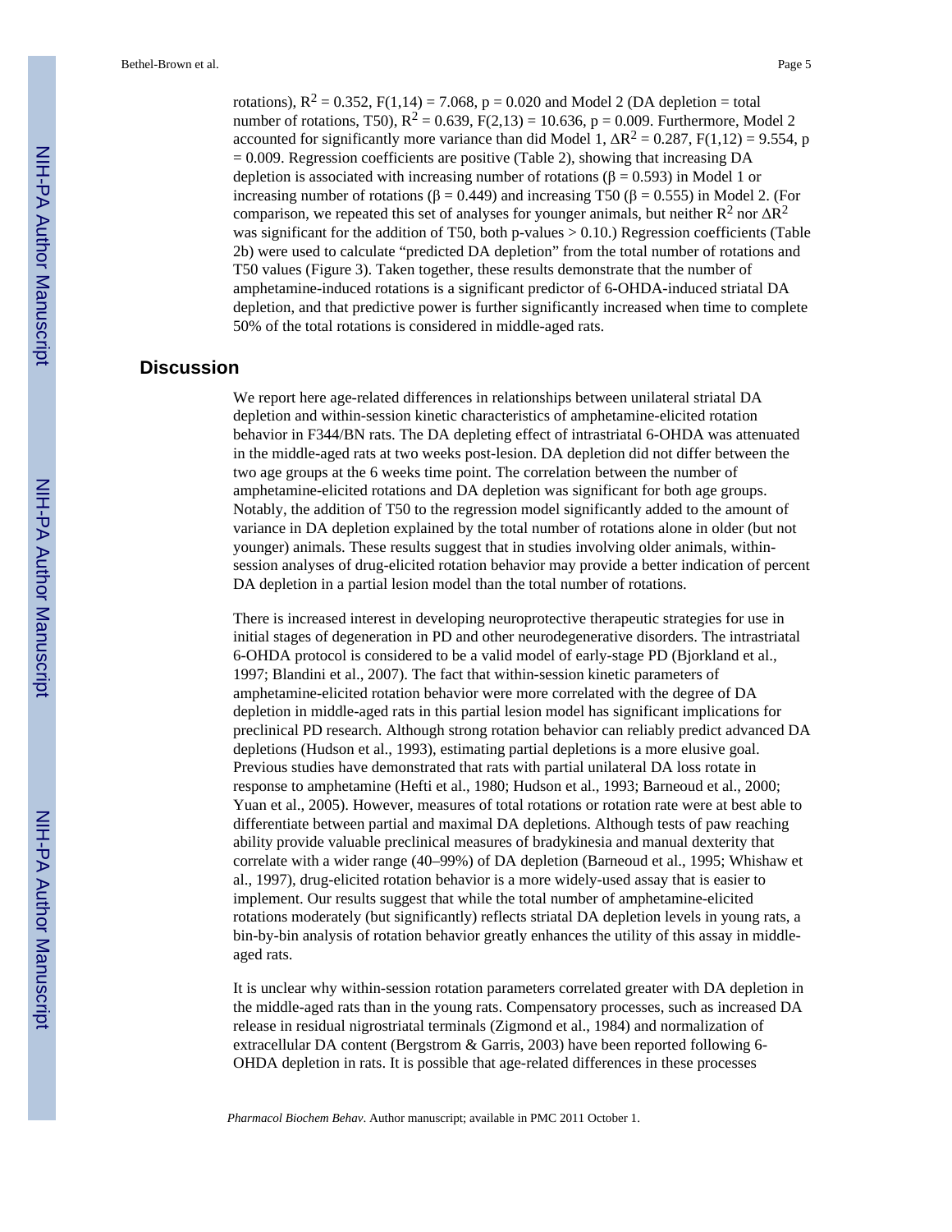rotations), $R^2 = 0.352$, $F(1,14) = 7.068$, $p = 0.020$ and Model 2 (DA depletion = total number of rotations, T50), $R^2 = 0.639$, $F(2,13) = 10.636$, $p = 0.009$. Furthermore, Model 2 accounted for significantly more variance than did Model 1, $\Delta R^2 = 0.287$, $F(1,12) = 9.554$, $p = 0.009$. Regression coefficients are positive (Table 2), showing that increasing DA depletion is associated with increasing number of rotations ($\beta = 0.593$) in Model 1 or increasing number of rotations ($\beta = 0.449$) and increasing T50 ($\beta = 0.555$) in Model 2. (For comparison, we repeated this set of analyses for younger animals, but neither $R^2$ nor $\Delta R^2$ was significant for the addition of T50, both p-values > 0.10.) Regression coefficients (Table 2b) were used to calculate "predicted DA depletion" from the total number of rotations and T50 values (Figure 3). Taken together, these results demonstrate that the number of amphetamine-induced rotations is a significant predictor of 6-OHDA-induced striatal DA depletion, and that predictive power is further significantly increased when time to complete 50% of the total rotations is considered in middle-aged rats.

## Discussion

We report here age-related differences in relationships between unilateral striatal DA depletion and within-session kinetic characteristics of amphetamine-elicited rotation behavior in F344/BN rats. The DA depleting effect of intrastriatal 6-OHDA was attenuated in the middle-aged rats at two weeks post-lesion. DA depletion did not differ between the two age groups at the 6 weeks time point. The correlation between the number of amphetamine-elicited rotations and DA depletion was significant for both age groups. Notably, the addition of T50 to the regression model significantly added to the amount of variance in DA depletion explained by the total number of rotations alone in older (but not younger) animals. These results suggest that in studies involving older animals, within-session analyses of drug-elicited rotation behavior may provide a better indication of percent DA depletion in a partial lesion model than the total number of rotations.

There is increased interest in developing neuroprotective therapeutic strategies for use in initial stages of degeneration in PD and other neurodegenerative disorders. The intrastriatal 6-OHDA protocol is considered to be a valid model of early-stage PD (Bjorkland et al., 1997; Blandini et al., 2007). The fact that within-session kinetic parameters of amphetamine-elicited rotation behavior were more correlated with the degree of DA depletion in middle-aged rats in this partial lesion model has significant implications for preclinical PD research. Although strong rotation behavior can reliably predict advanced DA depletions (Hudson et al., 1993), estimating partial depletions is a more elusive goal. Previous studies have demonstrated that rats with partial unilateral DA loss rotate in response to amphetamine (Hefti et al., 1980; Hudson et al., 1993; Barneoud et al., 2000; Yuan et al., 2005). However, measures of total rotations or rotation rate were at best able to differentiate between partial and maximal DA depletions. Although tests of paw reaching ability provide valuable preclinical measures of bradykinesia and manual dexterity that correlate with a wider range (40–99%) of DA depletion (Barneoud et al., 1995; Whishaw et al., 1997), drug-elicited rotation behavior is a more widely-used assay that is easier to implement. Our results suggest that while the total number of amphetamine-elicited rotations moderately (but significantly) reflects striatal DA depletion levels in young rats, a bin-by-bin analysis of rotation behavior greatly enhances the utility of this assay in middle-aged rats.

It is unclear why within-session rotation parameters correlated greater with DA depletion in the middle-aged rats than in the young rats. Compensatory processes, such as increased DA release in residual nigrostriatal terminals (Zigmond et al., 1984) and normalization of extracellular DA content (Bergstrom & Garris, 2003) have been reported following 6-OHDA depletion in rats. It is possible that age-related differences in these processes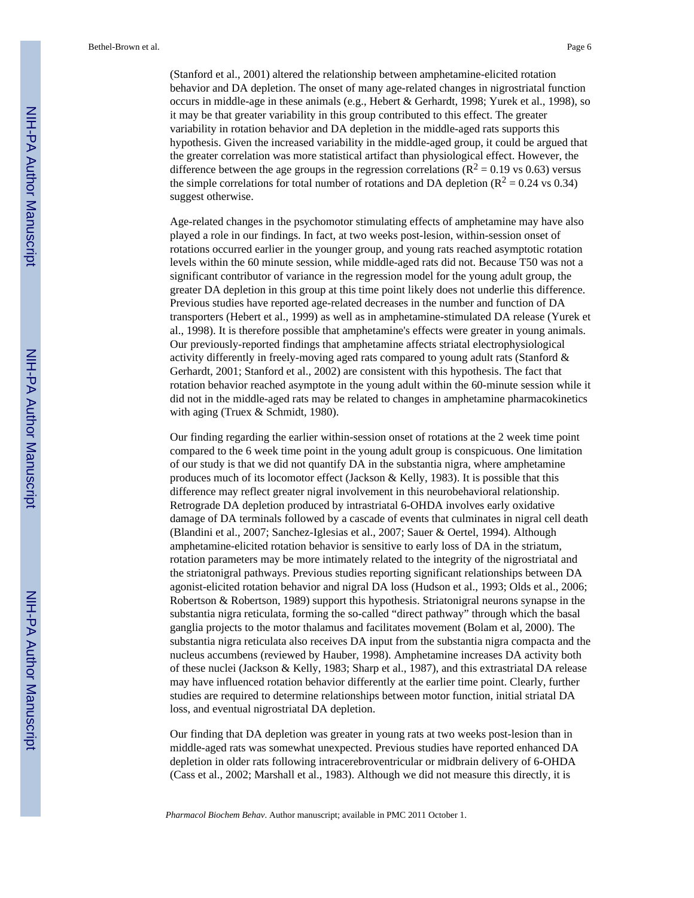(Stanford et al., 2001) altered the relationship between amphetamine-elicited rotation behavior and DA depletion. The onset of many age-related changes in nigrostriatal function occurs in middle-age in these animals (e.g., Hebert & Gerhardt, 1998; Yurek et al., 1998), so it may be that greater variability in this group contributed to this effect. The greater variability in rotation behavior and DA depletion in the middle-aged rats supports this hypothesis. Given the increased variability in the middle-aged group, it could be argued that the greater correlation was more statistical artifact than physiological effect. However, the difference between the age groups in the regression correlations ($R^2 = 0.19$ vs 0.63) versus the simple correlations for total number of rotations and DA depletion ($R^2 = 0.24$ vs 0.34) suggest otherwise.

Age-related changes in the psychomotor stimulating effects of amphetamine may have also played a role in our findings. In fact, at two weeks post-lesion, within-session onset of rotations occurred earlier in the younger group, and young rats reached asymptotic rotation levels within the 60 minute session, while middle-aged rats did not. Because T50 was not a significant contributor of variance in the regression model for the young adult group, the greater DA depletion in this group at this time point likely does not underlie this difference. Previous studies have reported age-related decreases in the number and function of DA transporters (Hebert et al., 1999) as well as in amphetamine-stimulated DA release (Yurek et al., 1998). It is therefore possible that amphetamine's effects were greater in young animals. Our previously-reported findings that amphetamine affects striatal electrophysiological activity differently in freely-moving aged rats compared to young adult rats (Stanford & Gerhardt, 2001; Stanford et al., 2002) are consistent with this hypothesis. The fact that rotation behavior reached asymptote in the young adult within the 60-minute session while it did not in the middle-aged rats may be related to changes in amphetamine pharmacokinetics with aging (Truex & Schmidt, 1980).

Our finding regarding the earlier within-session onset of rotations at the 2 week time point compared to the 6 week time point in the young adult group is conspicuous. One limitation of our study is that we did not quantify DA in the substantia nigra, where amphetamine produces much of its locomotor effect (Jackson & Kelly, 1983). It is possible that this difference may reflect greater nigral involvement in this neurobehavioral relationship. Retrograde DA depletion produced by intrastriatal 6-OHDA involves early oxidative damage of DA terminals followed by a cascade of events that culminates in nigral cell death (Blandini et al., 2007; Sanchez-Iglesias et al., 2007; Sauer & Oertel, 1994). Although amphetamine-elicited rotation behavior is sensitive to early loss of DA in the striatum, rotation parameters may be more intimately related to the integrity of the nigrostriatal and the striatonigral pathways. Previous studies reporting significant relationships between DA agonist-elicited rotation behavior and nigral DA loss (Hudson et al., 1993; Olds et al., 2006; Robertson & Robertson, 1989) support this hypothesis. Striatonigral neurons synapse in the substantia nigra reticulata, forming the so-called "direct pathway" through which the basal ganglia projects to the motor thalamus and facilitates movement (Bolam et al, 2000). The substantia nigra reticulata also receives DA input from the substantia nigra compacta and the nucleus accumbens (reviewed by Hauber, 1998). Amphetamine increases DA activity both of these nuclei (Jackson & Kelly, 1983; Sharp et al., 1987), and this extrastriatal DA release may have influenced rotation behavior differently at the earlier time point. Clearly, further studies are required to determine relationships between motor function, initial striatal DA loss, and eventual nigrostriatal DA depletion.

Our finding that DA depletion was greater in young rats at two weeks post-lesion than in middle-aged rats was somewhat unexpected. Previous studies have reported enhanced DA depletion in older rats following intracerebroventricular or midbrain delivery of 6-OHDA (Cass et al., 2002; Marshall et al., 1983). Although we did not measure this directly, it is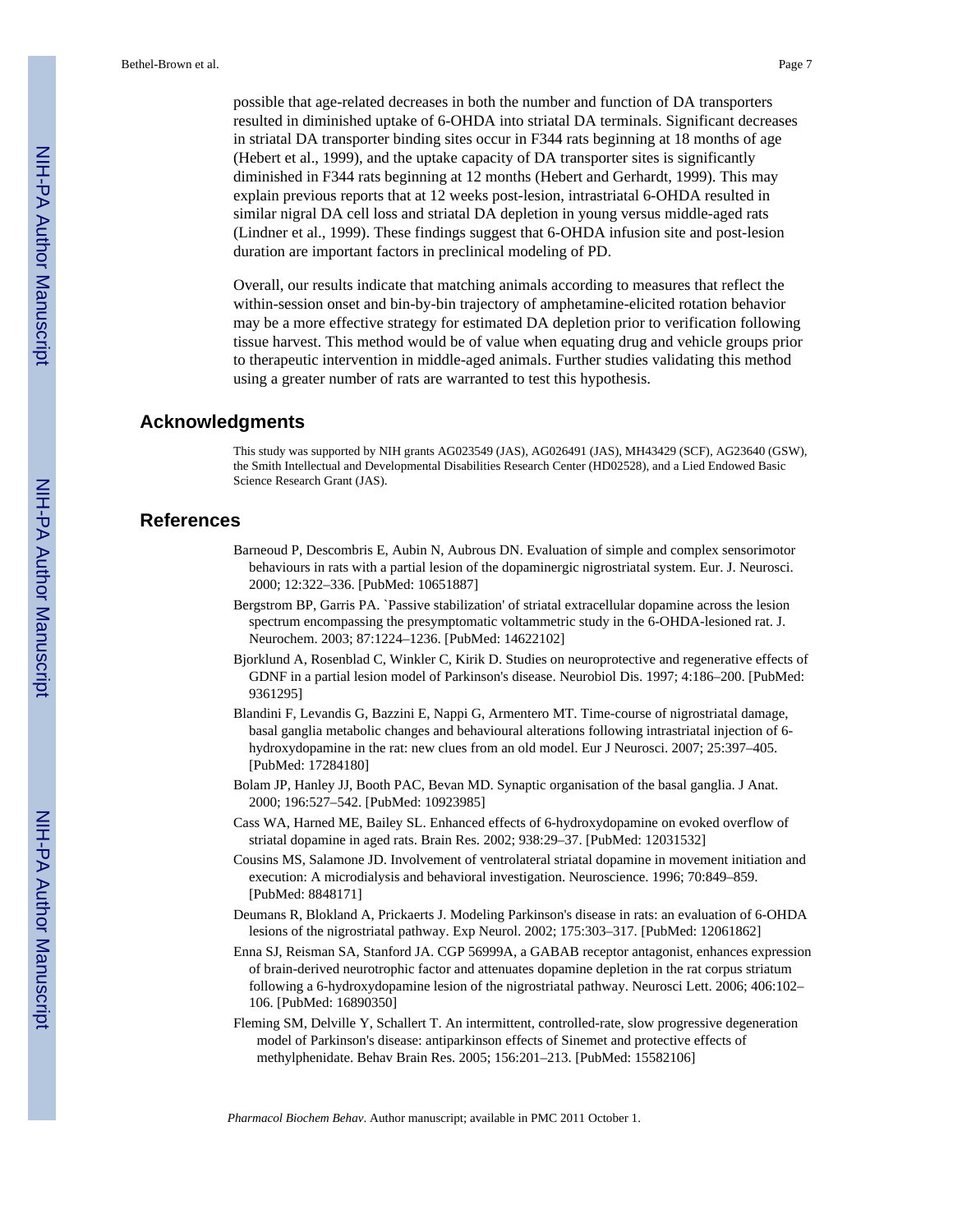possible that age-related decreases in both the number and function of DA transporters resulted in diminished uptake of 6-OHDA into striatal DA terminals. Significant decreases in striatal DA transporter binding sites occur in F344 rats beginning at 18 months of age (Hebert et al., 1999), and the uptake capacity of DA transporter sites is significantly diminished in F344 rats beginning at 12 months (Hebert and Gerhardt, 1999). This may explain previous reports that at 12 weeks post-lesion, intrastriatal 6-OHDA resulted in similar nigral DA cell loss and striatal DA depletion in young versus middle-aged rats (Lindner et al., 1999). These findings suggest that 6-OHDA infusion site and post-lesion duration are important factors in preclinical modeling of PD.

Overall, our results indicate that matching animals according to measures that reflect the within-session onset and bin-by-bin trajectory of amphetamine-elicited rotation behavior may be a more effective strategy for estimated DA depletion prior to verification following tissue harvest. This method would be of value when equating drug and vehicle groups prior to therapeutic intervention in middle-aged animals. Further studies validating this method using a greater number of rats are warranted to test this hypothesis.

## Acknowledgments

This study was supported by NIH grants AG023549 (JAS), AG026491 (JAS), MH43429 (SCF), AG23640 (GSW), the Smith Intellectual and Developmental Disabilities Research Center (HD02528), and a Lied Endowed Basic Science Research Grant (JAS).

## References

Barneoud P, Descombris E, Aubin N, Aubrous DN. Evaluation of simple and complex sensorimotor behaviours in rats with a partial lesion of the dopaminergic nigrostriatal system. Eur. J. Neurosci. 2000; 12:322–336. [PubMed: 10651887]

Bergstrom BP, Garris PA. `Passive stabilization' of striatal extracellular dopamine across the lesion spectrum encompassing the presymptomatic voltammetric study in the 6-OHDA-lesioned rat. J. Neurochem. 2003; 87:1224–1236. [PubMed: 14622102]

Bjorklund A, Rosenblad C, Winkler C, Kirik D. Studies on neuroprotective and regenerative effects of GDNF in a partial lesion model of Parkinson's disease. Neurobiol Dis. 1997; 4:186–200. [PubMed: 9361295]

Blandini F, Levandis G, Bazzini E, Nappi G, Armentero MT. Time-course of nigrostriatal damage, basal ganglia metabolic changes and behavioural alterations following intrastriatal injection of 6-hydroxydopamine in the rat: new clues from an old model. Eur J Neurosci. 2007; 25:397–405. [PubMed: 17284180]

Bolam JP, Hanley JJ, Booth PAC, Bevan MD. Synaptic organisation of the basal ganglia. J Anat. 2000; 196:527–542. [PubMed: 10923985]

Cass WA, Harned ME, Bailey SL. Enhanced effects of 6-hydroxydopamine on evoked overflow of striatal dopamine in aged rats. Brain Res. 2002; 938:29–37. [PubMed: 12031532]

Cousins MS, Salamone JD. Involvement of ventrolateral striatal dopamine in movement initiation and execution: A microdialysis and behavioral investigation. Neuroscience. 1996; 70:849–859. [PubMed: 8848171]

Deumans R, Blokland A, Prickaerts J. Modeling Parkinson's disease in rats: an evaluation of 6-OHDA lesions of the nigrostriatal pathway. Exp Neurol. 2002; 175:303–317. [PubMed: 12061862]

Enna SJ, Reisman SA, Stanford JA. CGP 56999A, a GABAB receptor antagonist, enhances expression of brain-derived neurotrophic factor and attenuates dopamine depletion in the rat corpus striatum following a 6-hydroxydopamine lesion of the nigrostriatal pathway. Neurosci Lett. 2006; 406:102–106. [PubMed: 16890350]

Fleming SM, Delville Y, Schallert T. An intermittent, controlled-rate, slow progressive degeneration model of Parkinson's disease: antiparkinson effects of Sinemet and protective effects of methylphenidate. Behav Brain Res. 2005; 156:201–213. [PubMed: 15582106]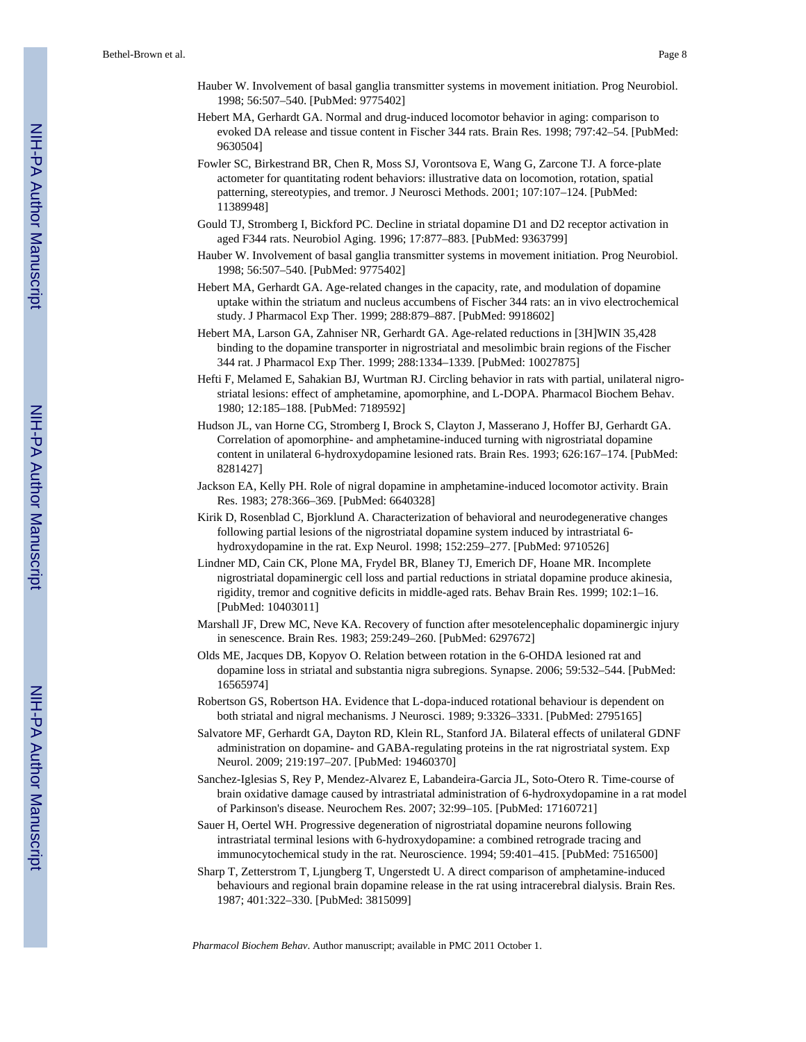Hauber W. Involvement of basal ganglia transmitter systems in movement initiation. Prog Neurobiol. 1998; 56:507–540. [PubMed: 9775402]

Hebert MA, Gerhardt GA. Normal and drug-induced locomotor behavior in aging: comparison to evoked DA release and tissue content in Fischer 344 rats. Brain Res. 1998; 797:42–54. [PubMed: 9630504]

Fowler SC, Birkestrand BR, Chen R, Moss SJ, Vorontsova E, Wang G, Zarcone TJ. A force-plate actometer for quantitating rodent behaviors: illustrative data on locomotion, rotation, spatial patterning, stereotypies, and tremor. J Neurosci Methods. 2001; 107:107–124. [PubMed: 11389948]

Gould TJ, Stromberg I, Bickford PC. Decline in striatal dopamine D1 and D2 receptor activation in aged F344 rats. Neurobiol Aging. 1996; 17:877–883. [PubMed: 9363799]

Hauber W. Involvement of basal ganglia transmitter systems in movement initiation. Prog Neurobiol. 1998; 56:507–540. [PubMed: 9775402]

Hebert MA, Gerhardt GA. Age-related changes in the capacity, rate, and modulation of dopamine uptake within the striatum and nucleus accumbens of Fischer 344 rats: an in vivo electrochemical study. J Pharmacol Exp Ther. 1999; 288:879–887. [PubMed: 9918602]

Hebert MA, Larson GA, Zahniser NR, Gerhardt GA. Age-related reductions in [3H]WIN 35,428 binding to the dopamine transporter in nigrostriatal and mesolimbic brain regions of the Fischer 344 rat. J Pharmacol Exp Ther. 1999; 288:1334–1339. [PubMed: 10027875]

Hefti F, Melamed E, Sahakian BJ, Wurtman RJ. Circling behavior in rats with partial, unilateral nigro-striatal lesions: effect of amphetamine, apomorphine, and L-DOPA. Pharmacol Biochem Behav. 1980; 12:185–188. [PubMed: 7189592]

Hudson JL, van Horne CG, Stromberg I, Brock S, Clayton J, Masserano J, Hoffer BJ, Gerhardt GA. Correlation of apomorphine- and amphetamine-induced turning with nigrostriatal dopamine content in unilateral 6-hydroxydopamine lesioned rats. Brain Res. 1993; 626:167–174. [PubMed: 8281427]

Jackson EA, Kelly PH. Role of nigral dopamine in amphetamine-induced locomotor activity. Brain Res. 1983; 278:366–369. [PubMed: 6640328]

Kirik D, Rosenblad C, Bjorklund A. Characterization of behavioral and neurodegenerative changes following partial lesions of the nigrostriatal dopamine system induced by intrastriatal 6-hydroxydopamine in the rat. Exp Neurol. 1998; 152:259–277. [PubMed: 9710526]

Lindner MD, Cain CK, Plone MA, Frydel BR, Blaney TJ, Emerich DF, Hoane MR. Incomplete nigrostriatal dopaminergic cell loss and partial reductions in striatal dopamine produce akinesia, rigidity, tremor and cognitive deficits in middle-aged rats. Behav Brain Res. 1999; 102:1–16. [PubMed: 10403011]

Marshall JF, Drew MC, Neve KA. Recovery of function after mesotelencephalic dopaminergic injury in senescence. Brain Res. 1983; 259:249–260. [PubMed: 6297672]

Olds ME, Jacques DB, Kopyov O. Relation between rotation in the 6-OHDA lesioned rat and dopamine loss in striatal and substantia nigra subregions. Synapse. 2006; 59:532–544. [PubMed: 16565974]

Robertson GS, Robertson HA. Evidence that L-dopa-induced rotational behaviour is dependent on both striatal and nigral mechanisms. J Neurosci. 1989; 9:3326–3331. [PubMed: 2795165]

Salvatore MF, Gerhardt GA, Dayton RD, Klein RL, Stanford JA. Bilateral effects of unilateral GDNF administration on dopamine- and GABA-regulating proteins in the rat nigrostriatal system. Exp Neurol. 2009; 219:197–207. [PubMed: 19460370]

Sanchez-Iglesias S, Rey P, Mendez-Alvarez E, Labandeira-Garcia JL, Soto-Otero R. Time-course of brain oxidative damage caused by intrastriatal administration of 6-hydroxydopamine in a rat model of Parkinson's disease. Neurochem Res. 2007; 32:99–105. [PubMed: 17160721]

Sauer H, Oertel WH. Progressive degeneration of nigrostriatal dopamine neurons following intrastriatal terminal lesions with 6-hydroxydopamine: a combined retrograde tracing and immunocytochemical study in the rat. Neuroscience. 1994; 59:401–415. [PubMed: 7516500]

Sharp T, Zetterstrom T, Ljungberg T, Ungerstedt U. A direct comparison of amphetamine-induced behaviours and regional brain dopamine release in the rat using intracerebral dialysis. Brain Res. 1987; 401:322–330. [PubMed: 3815099]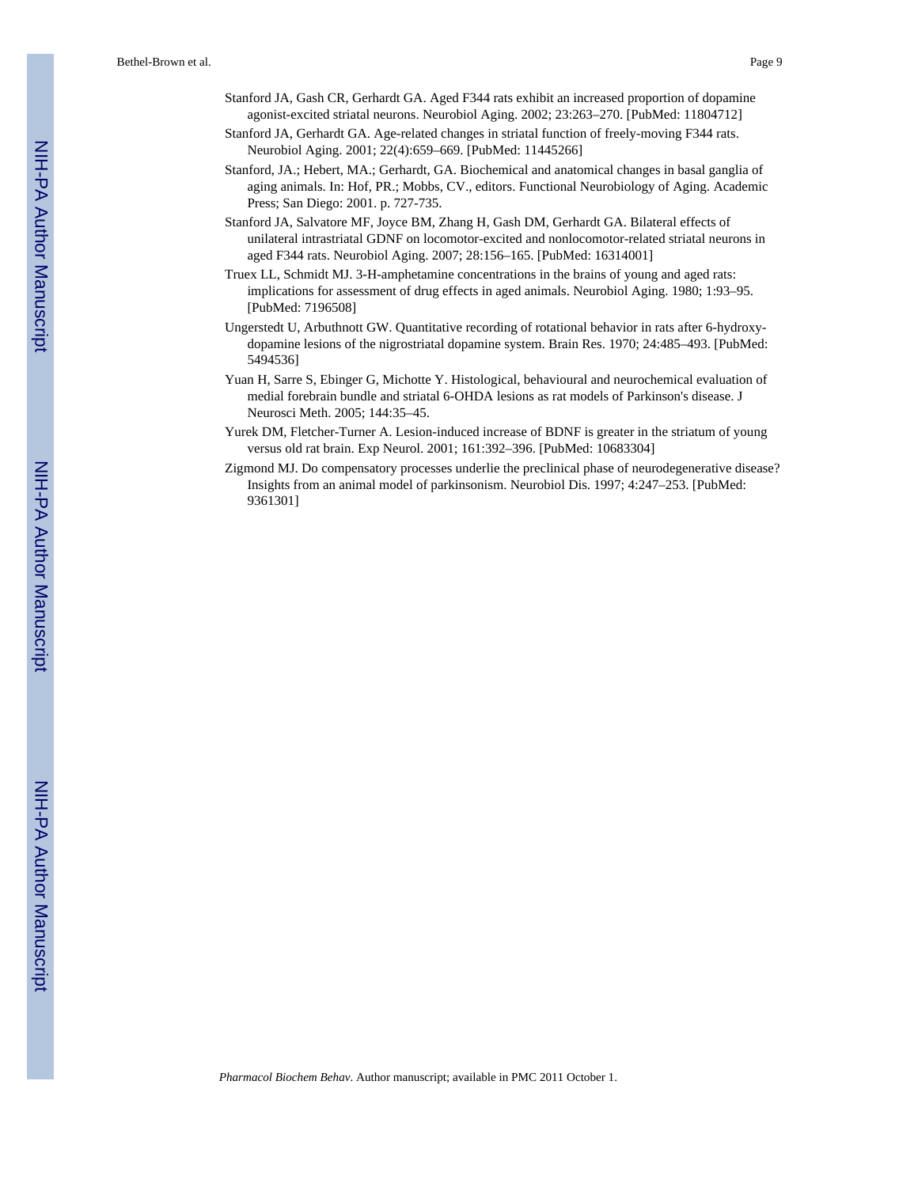Stanford JA, Gash CR, Gerhardt GA. Aged F344 rats exhibit an increased proportion of dopamine agonist-excited striatal neurons. Neurobiol Aging. 2002; 23:263–270. [PubMed: 11804712]

Stanford JA, Gerhardt GA. Age-related changes in striatal function of freely-moving F344 rats. Neurobiol Aging. 2001; 22(4):659–669. [PubMed: 11445266]

Stanford, JA.; Hebert, MA.; Gerhardt, GA. Biochemical and anatomical changes in basal ganglia of aging animals. In: Hof, PR.; Mobbs, CV., editors. Functional Neurobiology of Aging. Academic Press; San Diego: 2001. p. 727-735.

Stanford JA, Salvatore MF, Joyce BM, Zhang H, Gash DM, Gerhardt GA. Bilateral effects of unilateral intrastriatal GDNF on locomotor-excited and nonlocomotor-related striatal neurons in aged F344 rats. Neurobiol Aging. 2007; 28:156–165. [PubMed: 16314001]

Truex LL, Schmidt MJ. 3-H-amphetamine concentrations in the brains of young and aged rats: implications for assessment of drug effects in aged animals. Neurobiol Aging. 1980; 1:93–95. [PubMed: 7196508]

Ungerstedt U, Arbuthnott GW. Quantitative recording of rotational behavior in rats after 6-hydroxy-dopamine lesions of the nigrostriatal dopamine system. Brain Res. 1970; 24:485–493. [PubMed: 5494536]

Yuan H, Sarre S, Ebinger G, Michotte Y. Histological, behavioural and neurochemical evaluation of medial forebrain bundle and striatal 6-OHDA lesions as rat models of Parkinson's disease. J Neurosci Meth. 2005; 144:35–45.

Yurek DM, Fletcher-Turner A. Lesion-induced increase of BDNF is greater in the striatum of young versus old rat brain. Exp Neurol. 2001; 161:392–396. [PubMed: 10683304]

Zigmond MJ. Do compensatory processes underlie the preclinical phase of neurodegenerative disease? Insights from an animal model of parkinsonism. Neurobiol Dis. 1997; 4:247–253. [PubMed: 9361301]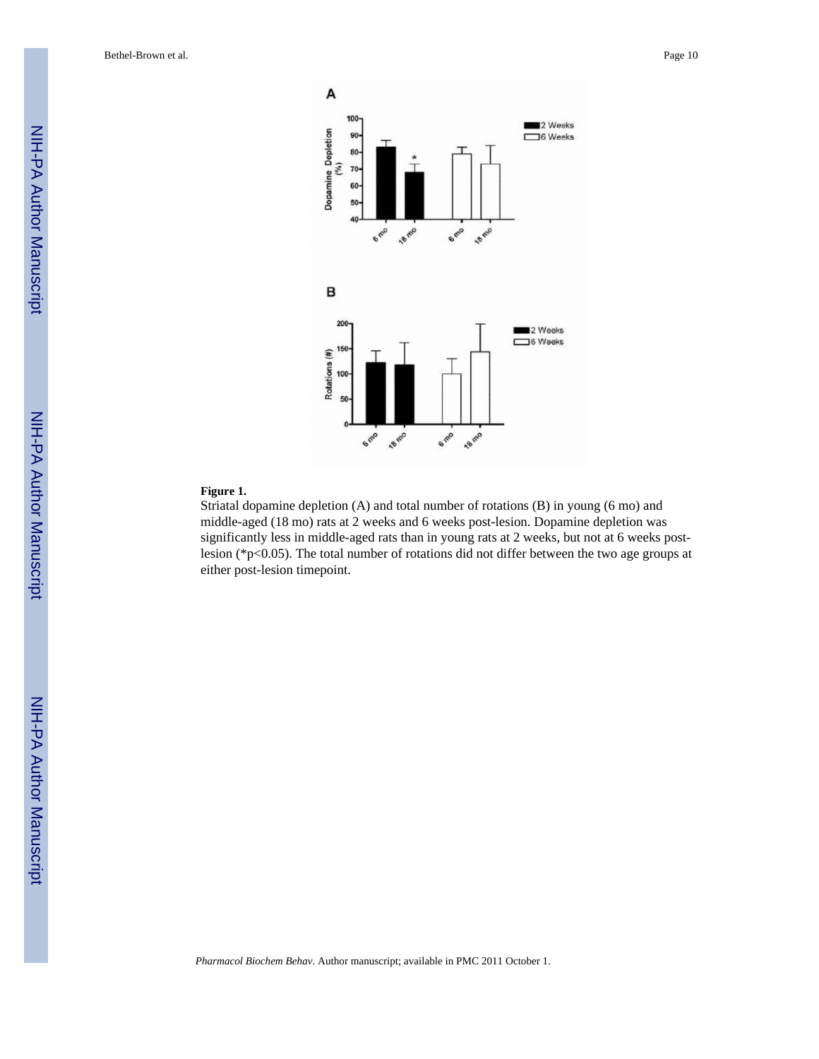**Figure 1.**

Striatal dopamine depletion (A) and total number of rotations (B) in young (6 mo) and middle-aged (18 mo) rats at 2 weeks and 6 weeks post-lesion. Dopamine depletion was significantly less in middle-aged rats than in young rats at 2 weeks, but not at 6 weeks post-lesion (*$p<0.05$). The total number of rotations did not differ between the two age groups at either post-lesion timepoint.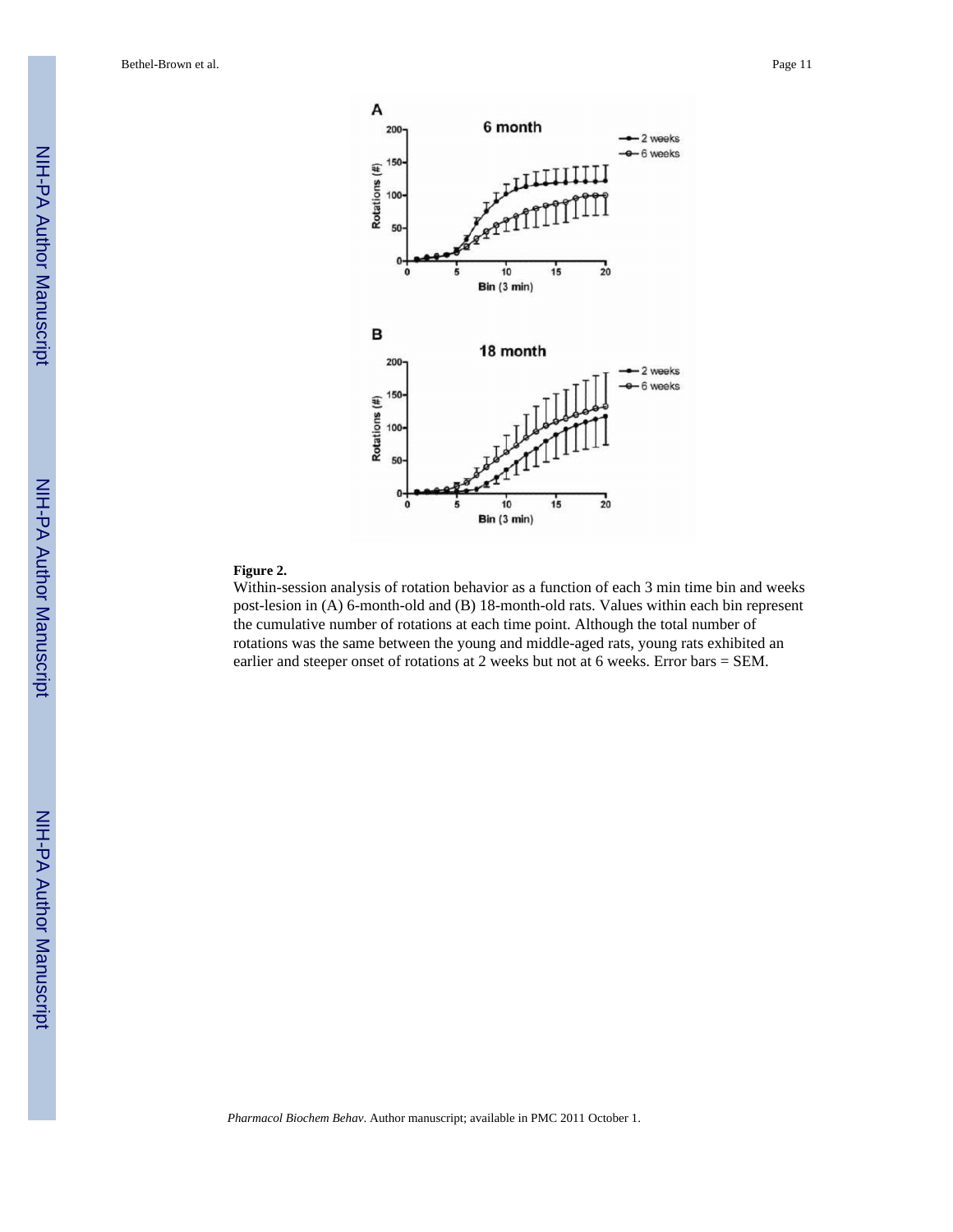**Figure 2.**

Within-session analysis of rotation behavior as a function of each 3 min time bin and weeks post-lesion in (A) 6-month-old and (B) 18-month-old rats. Values within each bin represent the cumulative number of rotations at each time point. Although the total number of rotations was the same between the young and middle-aged rats, young rats exhibited an earlier and steeper onset of rotations at 2 weeks but not at 6 weeks. Error bars = SEM.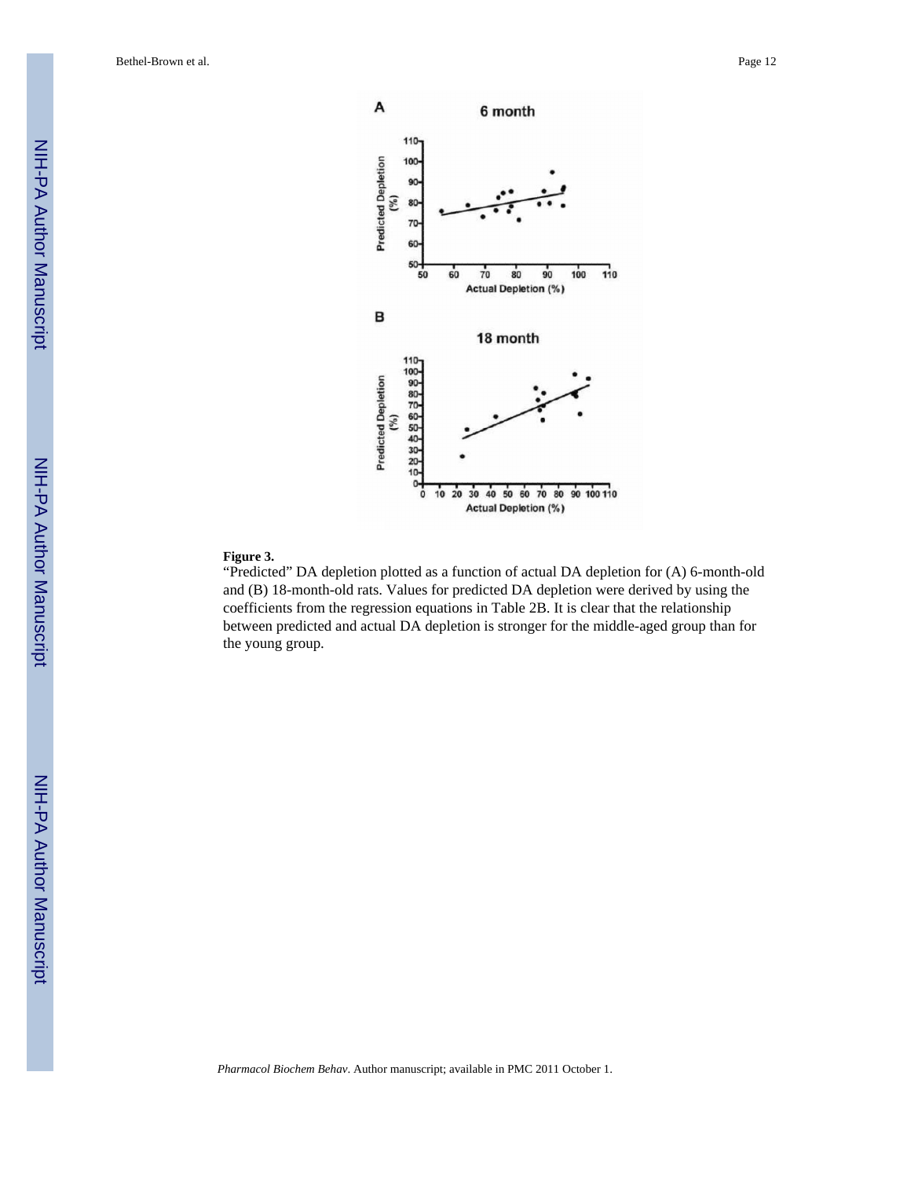**Figure 3.**

"Predicted" DA depletion plotted as a function of actual DA depletion for (A) 6-month-old and (B) 18-month-old rats. Values for predicted DA depletion were derived by using the coefficients from the regression equations in Table 2B. It is clear that the relationship between predicted and actual DA depletion is stronger for the middle-aged group than for the young group.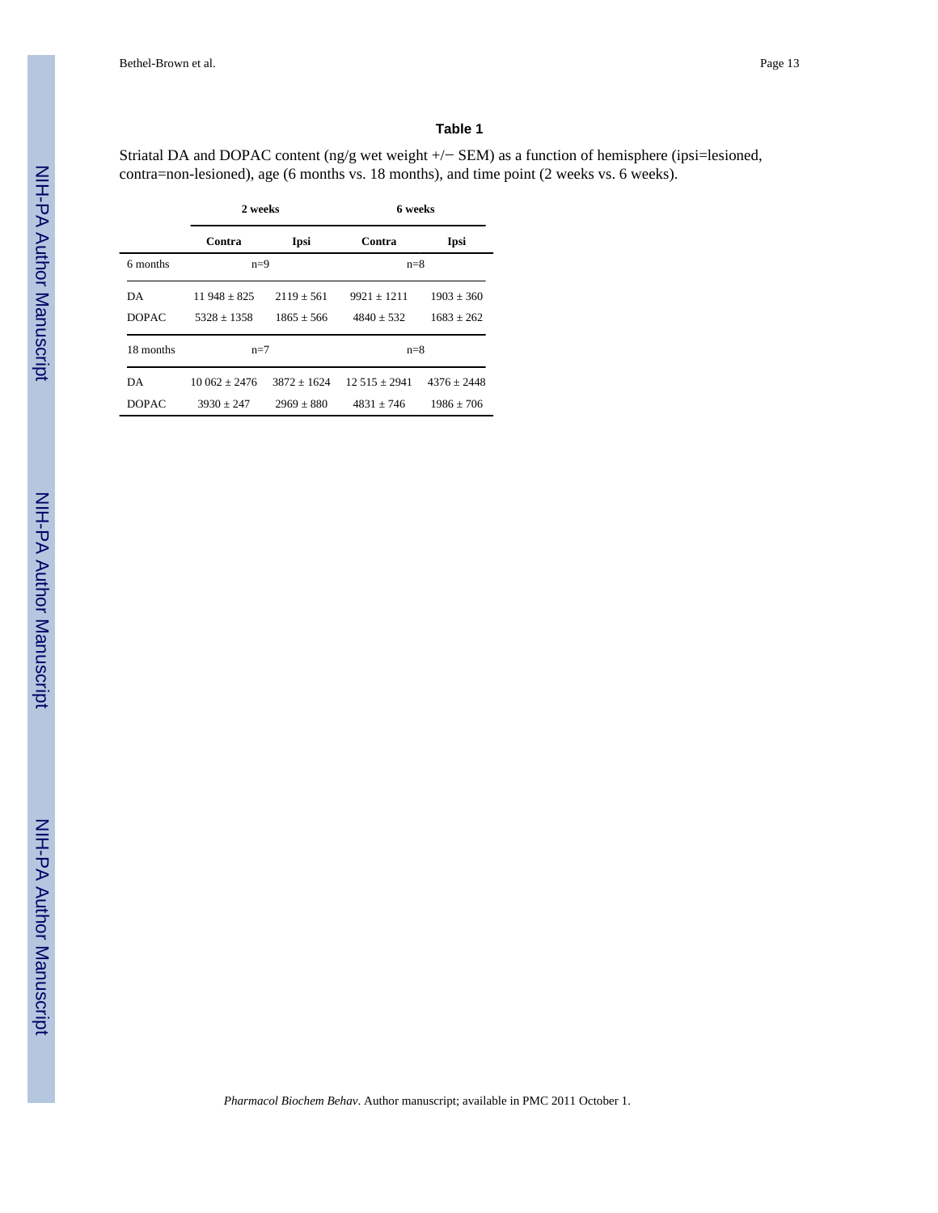### Table 1

Striatal DA and DOPAC content (ng/g wet weight +/− SEM) as a function of hemisphere (ipsi=lesioned, contra=non-lesioned), age (6 months vs. 18 months), and time point (2 weeks vs. 6 weeks).

| | 2 weeks | | 6 weeks | |
|---|---|---|---|---|
| | **Contra** | **Ipsi** | **Contra** | **Ipsi** |
| 6 months | n=9 | | n=8 | |
| DA | 11 948 ± 825 | 2119 ± 561 | 9921 ± 1211 | 1903 ± 360 |
| DOPAC | 5328 ± 1358 | 1865 ± 566 | 4840 ± 532 | 1683 ± 262 |
| 18 months | n=7 | | n=8 | |
| DA | 10 062 ± 2476 | 3872 ± 1624 | 12 515 ± 2941 | 4376 ± 2448 |
| DOPAC | 3930 ± 247 | 2969 ± 880 | 4831 ± 746 | 1986 ± 706 |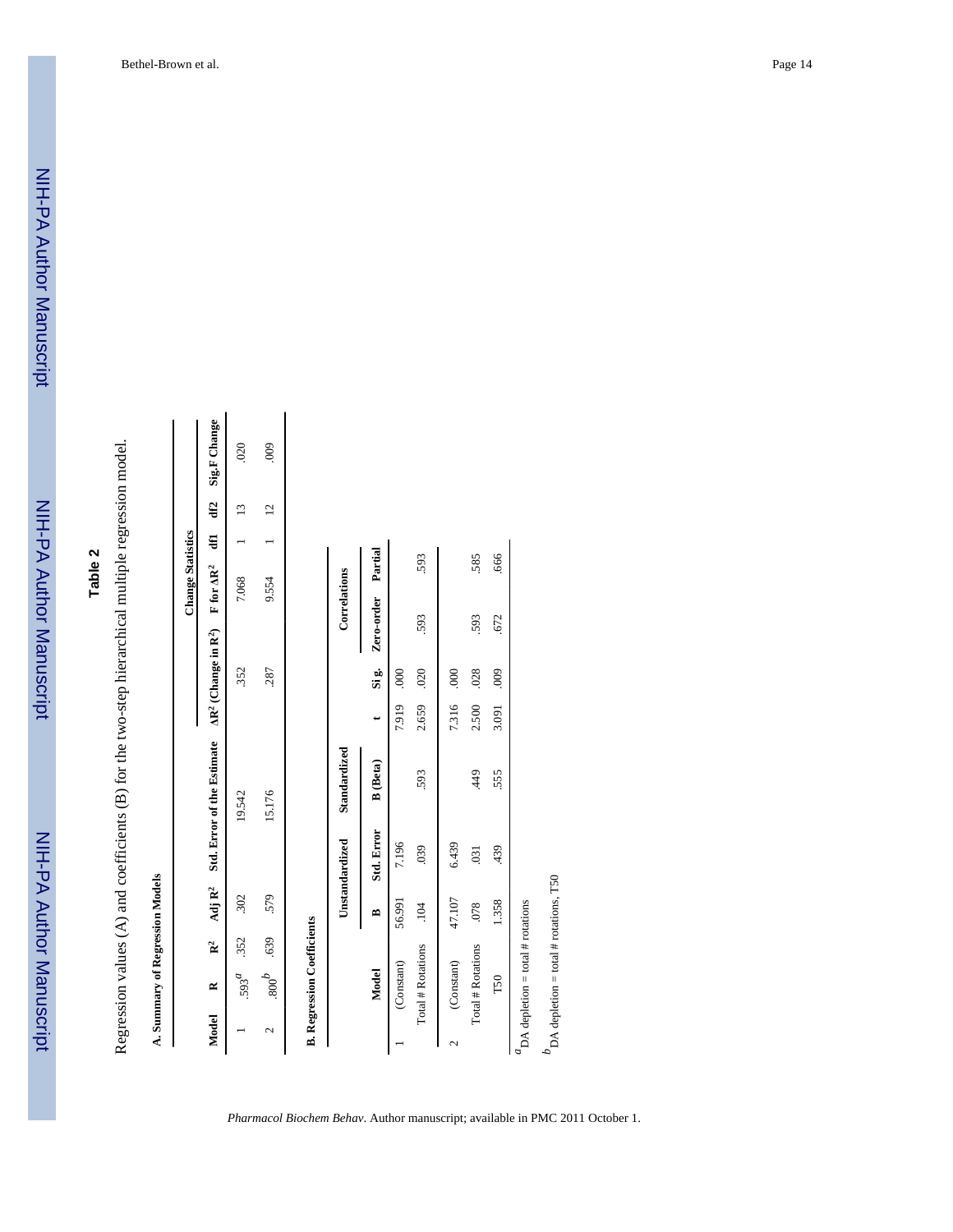# Table 2

Regression values (A) and coefficients (B) for the two-step hierarchical multiple regression model.

**A. Summary of Regression Models**

| Model | R | $R^2$ | Adj $R^2$ | Std. Error of the Estimate | Change Statistics | | | | |
|---|---|---|---|---|---|---|---|---|---|
| | | | | | $\Delta R^2$ (Change in $R^2$) | F for $\Delta R^2$ | df1 | df2 | Sig.F Change |
| 1 | .593[a] | .352 | .302 | 19.542 | .352 | 7.068 | 1 | 13 | .020 |
| 2 | .800[b] | .639 | .579 | 15.176 | .287 | 9.554 | 1 | 12 | .009 |

**B. Regression Coefficients**

| Model | | Unstandardized | | Standardized | t | Sig. | Correlations | |
|---|---|---|---|---|---|---|---|---|
| | | B | Std. Error | B (Beta) | | | Zero-order | Partial |
| 1 | (Constant) | 56.991 | 7.196 | | 7.919 | .000 | | |
| | Total # Rotations | .104 | .039 | .593 | 2.659 | .020 | .593 | .593 |
| 2 | (Constant) | 47.107 | 6.439 | | 7.316 | .000 | | |
| | Total # Rotations | .078 | .031 | .449 | 2.500 | .028 | .593 | .585 |
| | T50 | 1.358 | .439 | .555 | 3.091 | .009 | .672 | .666 |

[a] DA depletion = total # rotations

[b] DA depletion = total # rotations, T50